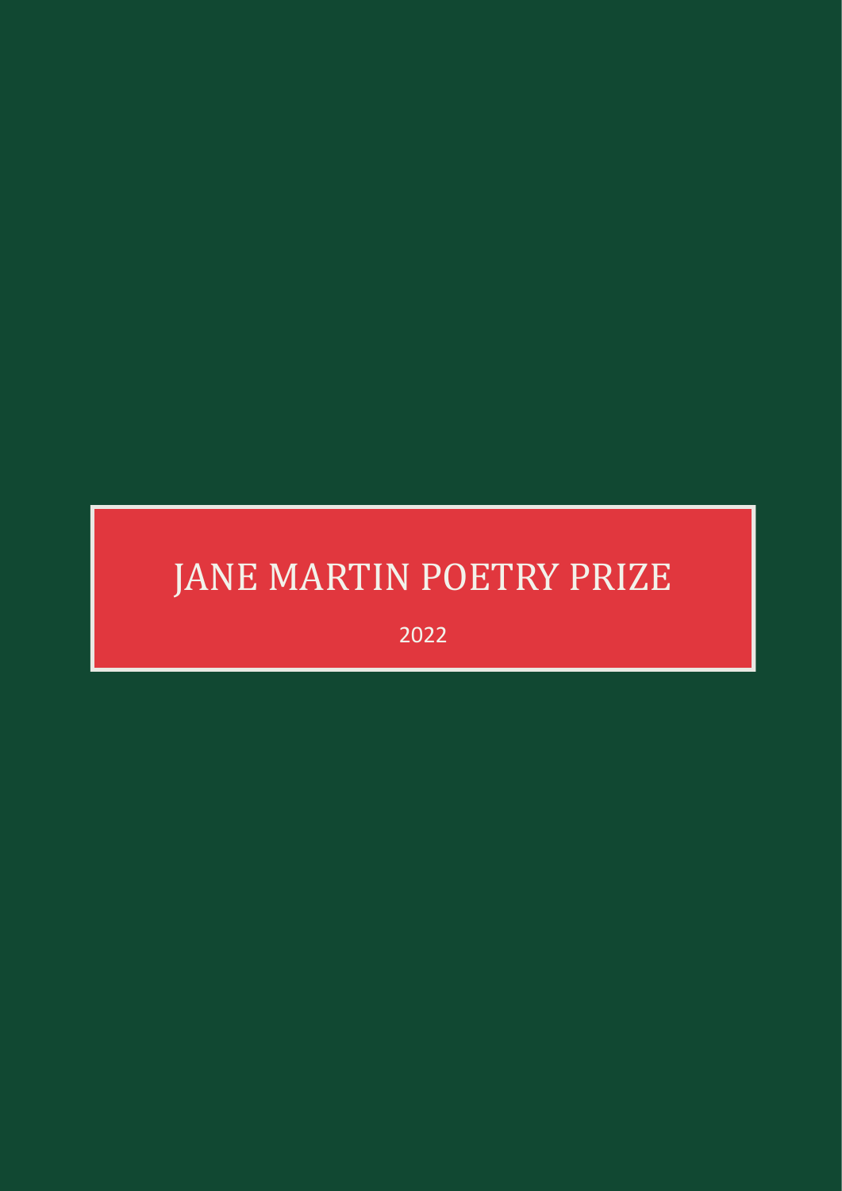# JANE MARTIN POETRY PRIZE

2022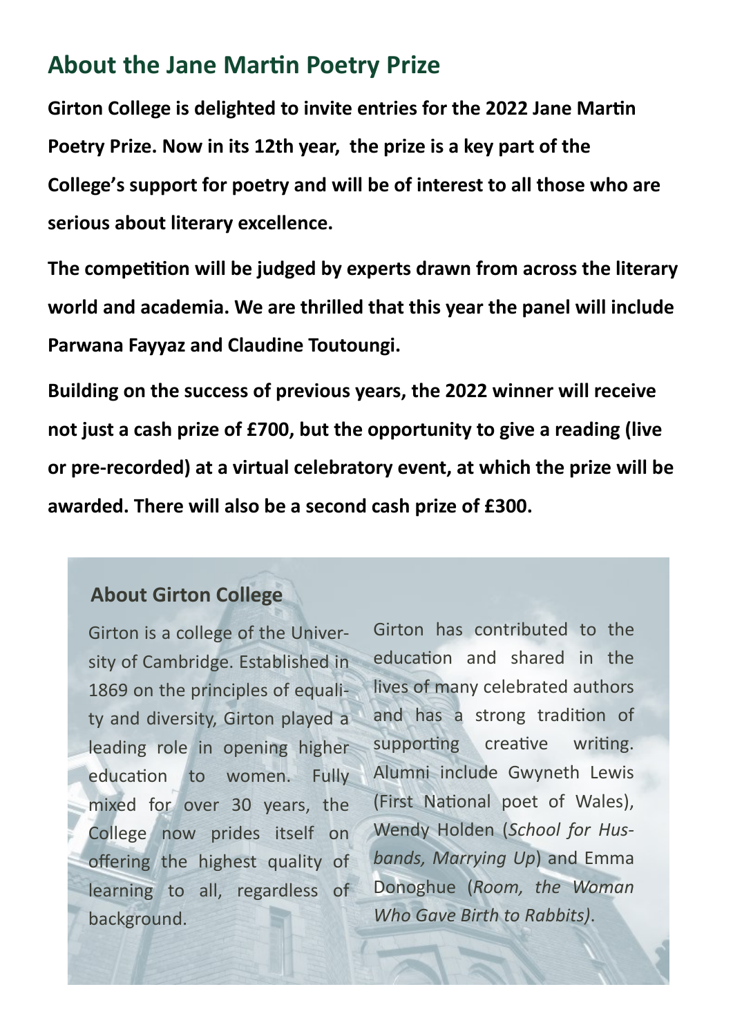## About the Jane Martin Poetry Prize

**Girton College is delighted to invite entries for the 2022 Jane Martin Poetry Prize. Now in its 12th year, the prize is a key part of the College's support for poetry and will be of interest to all those who are serious about literary excellence.**

**The competition will be judged by experts drawn from across the literary world and academia. We are thrilled that this year the panel will include Parwana Fayyaz and Claudine Toutoungi.**

**Building on the success of previous years, the 2022 winner will receive not just a cash prize of £700, but the opportunity to give a reading (live or pre-recorded) at a virtual celebratory event, at which the prize will be awarded. There will also be a second cash prize of £300.**

### About Girton College

Girton is a college of the University of Cambridge. Established in 1869 on the principles of equality and diversity, Girton played a leading role in opening higher education to women. Fully mixed for over 30 years, the College now prides itself on offering the highest quality of learning to all, regardless of background.

Girton has contributed to the education and shared in the lives of many celebrated authors and has a strong tradition of supporting creative writing. Alumni include Gwyneth Lewis (First National poet of Wales), Wendy Holden (*School for Husbands, Marrying Up*) and Emma Donoghue (*Room, the Woman Who Gave Birth to Rabbits)*.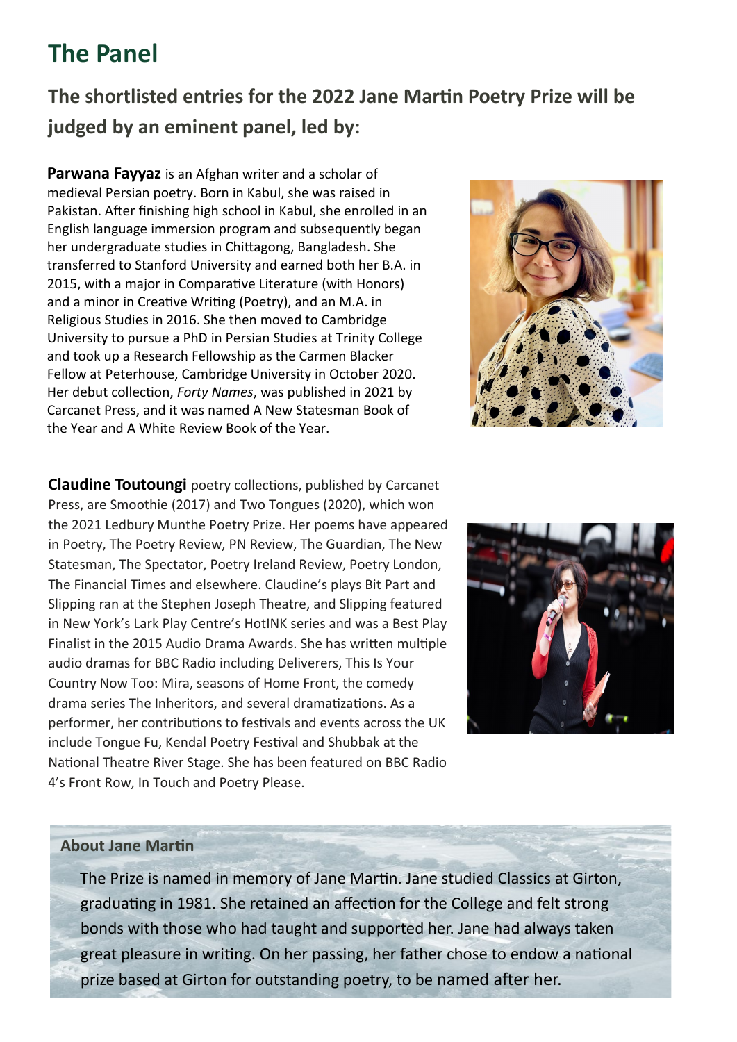# The Panel

## The shortlisted entries for the 2022 Jane Martin Poetry Prize will be judged by an eminent panel, led by:

**Parwana Fayyaz** is an Afghan writer and a scholar of medieval Persian poetry. Born in Kabul, she was raised in Pakistan. After finishing high school in Kabul, she enrolled in an English language immersion program and subsequently began her undergraduate studies in Chittagong, Bangladesh. She transferred to Stanford University and earned both her B.A. in 2015, with a major in Comparative Literature (with Honors) and a minor in Creative Writing (Poetry), and an M.A. in Religious Studies in 2016. She then moved to Cambridge University to pursue a PhD in Persian Studies at Trinity College and took up a Research Fellowship as the Carmen Blacker Fellow at Peterhouse, Cambridge University in October 2020. Her debut collection, *Forty Names*, was published in 2021 by Carcanet Press, and it was named A New Statesman Book of the Year and A White Review Book of the Year.

**Claudine Toutoungi** poetry collections, published by Carcanet Press, are Smoothie (2017) and Two Tongues (2020), which won the 2021 Ledbury Munthe Poetry Prize. Her poems have appeared in Poetry, The Poetry Review, PN Review, The Guardian, The New Statesman, The Spectator, Poetry Ireland Review, Poetry London, The Financial Times and elsewhere. Claudine's plays Bit Part and Slipping ran at the Stephen Joseph Theatre, and Slipping featured in New York's Lark Play Centre's HotINK series and was a Best Play Finalist in the 2015 Audio Drama Awards. She has written multiple audio dramas for BBC Radio including Deliverers, This Is Your Country Now Too: Mira, seasons of Home Front, the comedy drama series The Inheritors, and several dramatizations. As a performer, her contributions to festivals and events across the UK include Tongue Fu, Kendal Poetry Festival and Shubbak at the National Theatre River Stage. She has been featured on BBC Radio 4's Front Row, In Touch and Poetry Please.

### About Jane Martin

The Prize is named in memory of Jane Martin. Jane studied Classics at Girton, graduating in 1981. She retained an affection for the College and felt strong bonds with those who had taught and supported her. Jane had always taken great pleasure in writing. On her passing, her father chose to endow a national prize based at Girton for outstanding poetry, to be named after her.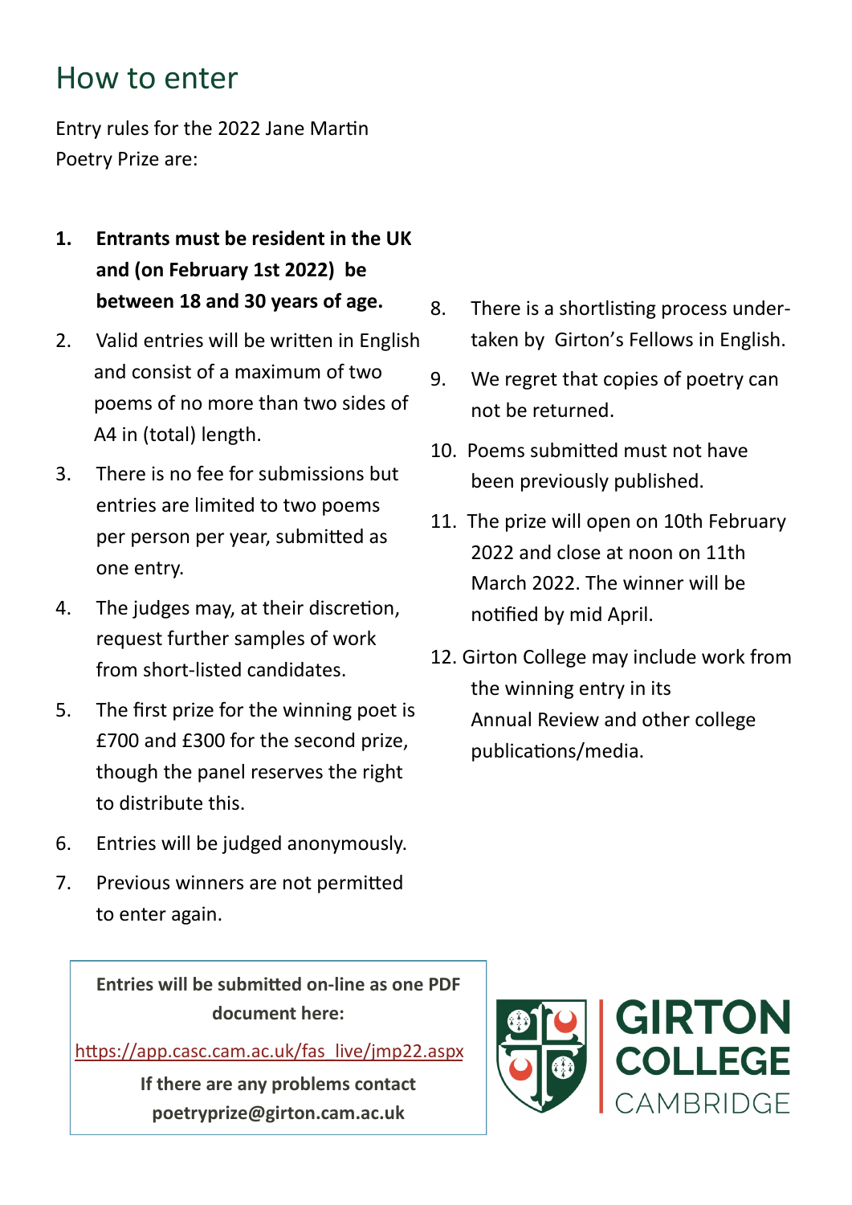# How to enter

Entry rules for the 2022 Jane Martin Poetry Prize are:

1. **Entrants must be resident in the UK and (on February 1st 2022) be between 18 and 30 years of age.**
2. Valid entries will be written in English and consist of a maximum of two poems of no more than two sides of A4 in (total) length.
3. There is no fee for submissions but entries are limited to two poems per person per year, submitted as one entry.
4. The judges may, at their discretion, request further samples of work from short-listed candidates.
5. The first prize for the winning poet is £700 and £300 for the second prize, though the panel reserves the right to distribute this.
6. Entries will be judged anonymously.
7. Previous winners are not permitted to enter again.
8. There is a shortlisting process undertaken by Girton's Fellows in English.
9. We regret that copies of poetry can not be returned.
10. Poems submitted must not have been previously published.
11. The prize will open on 10th February 2022 and close at noon on 11th March 2022. The winner will be notified by mid April.
12. Girton College may include work from the winning entry in its Annual Review and other college publications/media.

**Entries will be submitted on-line as one PDF document here:**

https://app.casc.cam.ac.uk/fas_live/jmp22.aspx

**If there are any problems contact poetryprize@girton.cam.ac.uk**

GIRTON COLLEGE CAMBRIDGE